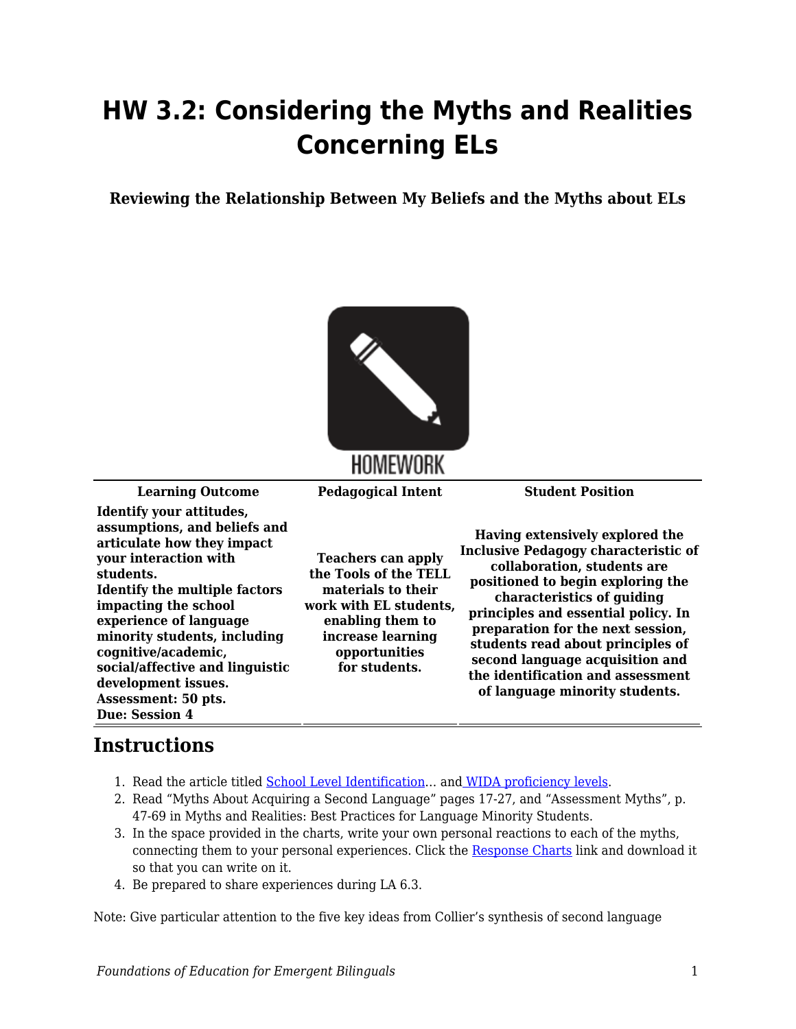# HW 3.2: Considering the Myths and Realities Concerning ELs

**Reviewing the Relationship Between My Beliefs and the Myths about ELs**

HOMEWORK

| Learning Outcome | Pedagogical Intent | Student Position |
|---|---|---|
| **Identify your attitudes, assumptions, and beliefs and articulate how they impact your interaction with students. Identify the multiple factors impacting the school experience of language minority students, including cognitive/academic, social/affective and linguistic development issues. Assessment: 50 pts. Due: Session 4** | **Teachers can apply the Tools of the TELL materials to their work with EL students, enabling them to increase learning opportunities for students.** | **Having extensively explored the Inclusive Pedagogy characteristic of collaboration, students are positioned to begin exploring the characteristics of guiding principles and essential policy. In preparation for the next session, students read about principles of second language acquisition and the identification and assessment of language minority students.** |

## Instructions

1. Read the article titled School Level Identification… and WIDA proficiency levels.
2. Read "Myths About Acquiring a Second Language" pages 17-27, and "Assessment Myths", p. 47-69 in Myths and Realities: Best Practices for Language Minority Students.
3. In the space provided in the charts, write your own personal reactions to each of the myths, connecting them to your personal experiences. Click the Response Charts link and download it so that you can write on it.
4. Be prepared to share experiences during LA 6.3.

Note: Give particular attention to the five key ideas from Collier's synthesis of second language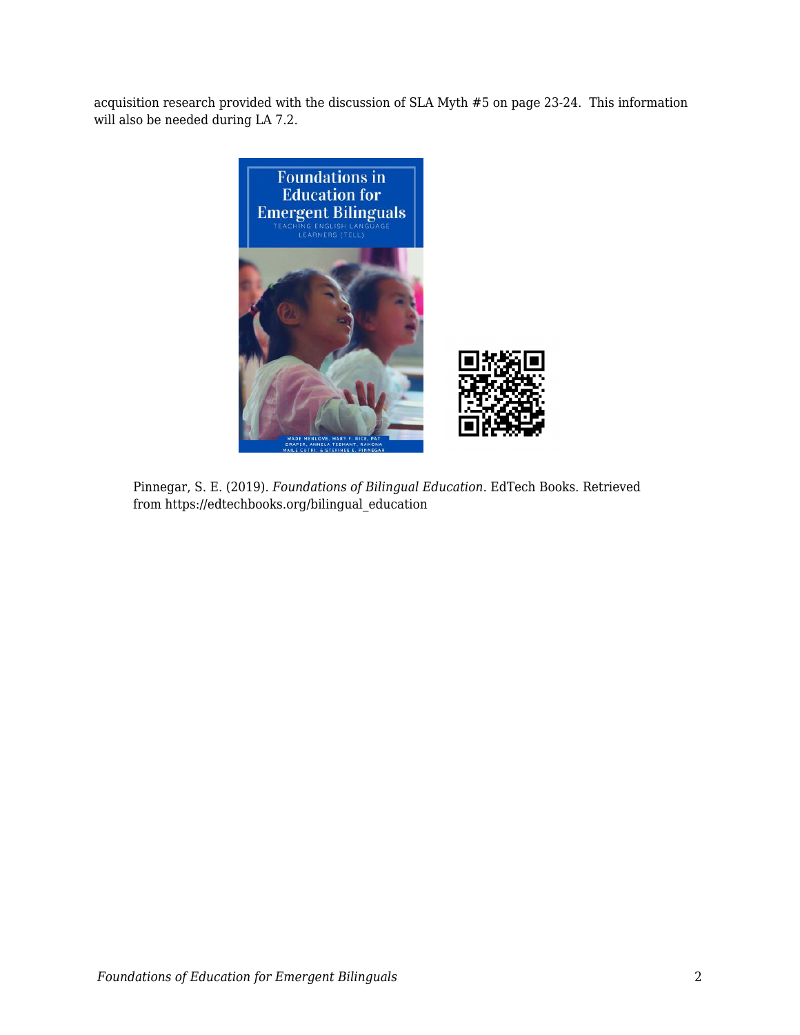acquisition research provided with the discussion of SLA Myth #5 on page 23-24. This information will also be needed during LA 7.2.

Pinnegar, S. E. (2019). *Foundations of Bilingual Education*. EdTech Books. Retrieved from https://edtechbooks.org/bilingual_education